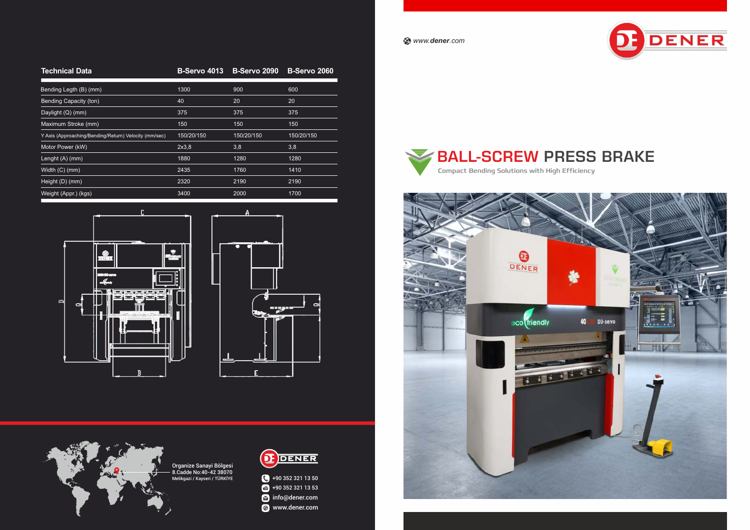www.dener.com

DENER

# BALL-SCREW PRESS BRAKE

Compact Bending Solutions with High Efficiency

| Technical Data | B-Servo 4013 | B-Servo 2090 | B-Servo 2060 |
|---|---|---|---|
| Bending Legth (B) (mm) | 1300 | 900 | 600 |
| Bending Capacity (ton) | 40 | 20 | 20 |
| Daylight (Q) (mm) | 375 | 375 | 375 |
| Maximum Stroke (mm) | 150 | 150 | 150 |
| Y Axis (Approaching/Bending/Return) Velocity (mm/sec) | 150/20/150 | 150/20/150 | 150/20/150 |
| Motor Power (kW) | 2x3,8 | 3,8 | 3,8 |
| Lenght (A) (mm) | 1880 | 1280 | 1280 |
| Width (C) (mm) | 2435 | 1760 | 1410 |
| Height (D) (mm) | 2320 | 2190 | 2190 |
| Weight (Appr.) (kgs) | 3400 | 2000 | 1700 |

Organize Sanayi Bölgesi
8.Cadde No:40-42 38070
Melikgazi / Kayseri / TÜRKİYE

DENER

+90 352 321 13 50
+90 352 321 13 53
info@dener.com
www.dener.com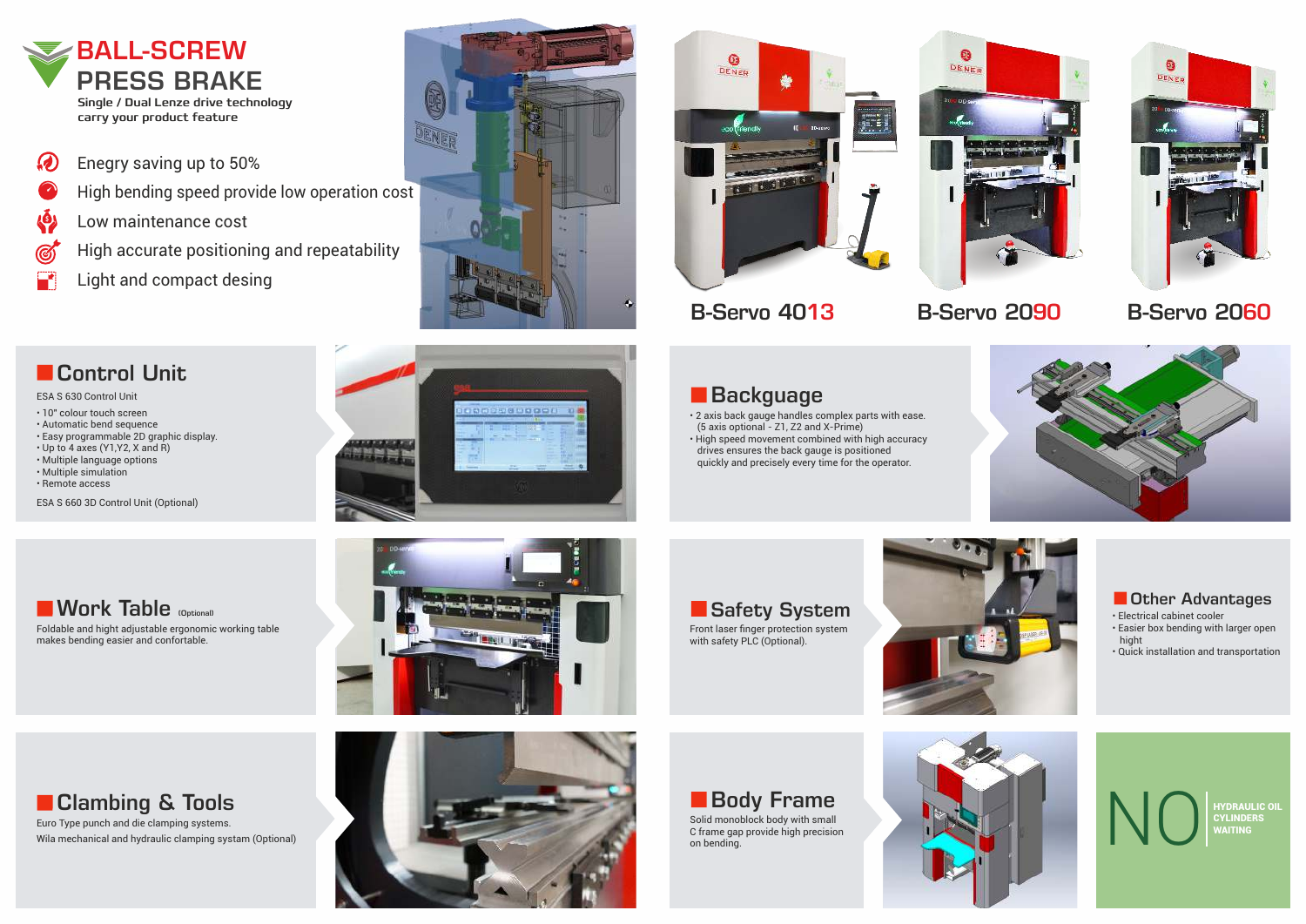# BALL-SCREW PRESS BRAKE

**Single / Dual Lenze drive technology carry your product feature**

- Enegry saving up to 50%
- High bending speed provide low operation cost
- Low maintenance cost
- High accurate positioning and repeatability
- Light and compact desing

B-Servo 4013

B-Servo 2090

B-Servo 2060

## Control Unit

ESA S 630 Control Unit

- 10" colour touch screen
- Automatic bend sequence
- Easy programmable 2D graphic display.
- Up to 4 axes (Y1,Y2, X and R)
- Multiple language options
- Multiple simulation
- Remote access

ESA S 660 3D Control Unit (Optional)

## Backguage

- 2 axis back gauge handles complex parts with ease. (5 axis optional - Z1, Z2 and X-Prime)
- High speed movement combined with high accuracy drives ensures the back gauge is positioned quickly and precisely every time for the operator.

## Work Table (Optional)

Foldable and hight adjustable ergonomic working table makes bending easier and confortable.

## Safety System

Front laser finger protection system with safety PLC (Optional).

## Other Advantages

- Electrical cabinet cooler
- Easier box bending with larger open hight
- Quick installation and transportation

## Clambing & Tools

Euro Type punch and die clamping systems.

Wila mechanical and hydraulic clamping systam (Optional)

## Body Frame

Solid monoblock body with small C frame gap provide high precision on bending.

NO HYDRAULIC OIL CYLINDERS WAITING